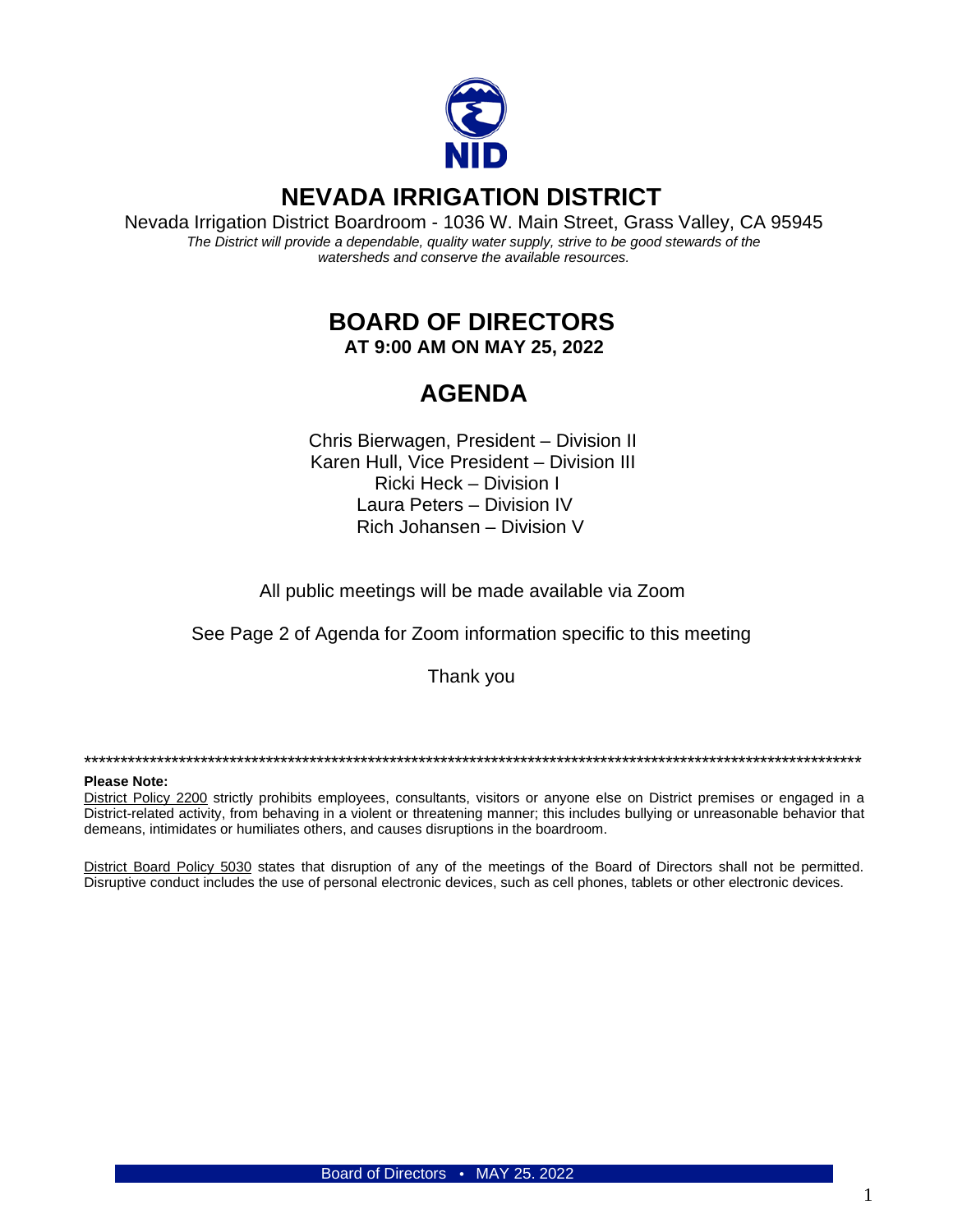# NEVADA IRRIGATION DISTRICT

Nevada Irrigation District Boardroom - 1036 W. Main Street, Grass Valley, CA 95945

*The District will provide a dependable, quality water supply, strive to be good stewards of the watersheds and conserve the available resources.*

## BOARD OF DIRECTORS

**AT 9:00 AM ON MAY 25, 2022**

## AGENDA

Chris Bierwagen, President – Division II
Karen Hull, Vice President – Division III
Ricki Heck – Division I
Laura Peters – Division IV
Rich Johansen – Division V

All public meetings will be made available via Zoom

See Page 2 of Agenda for Zoom information specific to this meeting

Thank you

*************************************************************************************************************

**Please Note:**

District Policy 2200 strictly prohibits employees, consultants, visitors or anyone else on District premises or engaged in a District-related activity, from behaving in a violent or threatening manner; this includes bullying or unreasonable behavior that demeans, intimidates or humiliates others, and causes disruptions in the boardroom.

District Board Policy 5030 states that disruption of any of the meetings of the Board of Directors shall not be permitted. Disruptive conduct includes the use of personal electronic devices, such as cell phones, tablets or other electronic devices.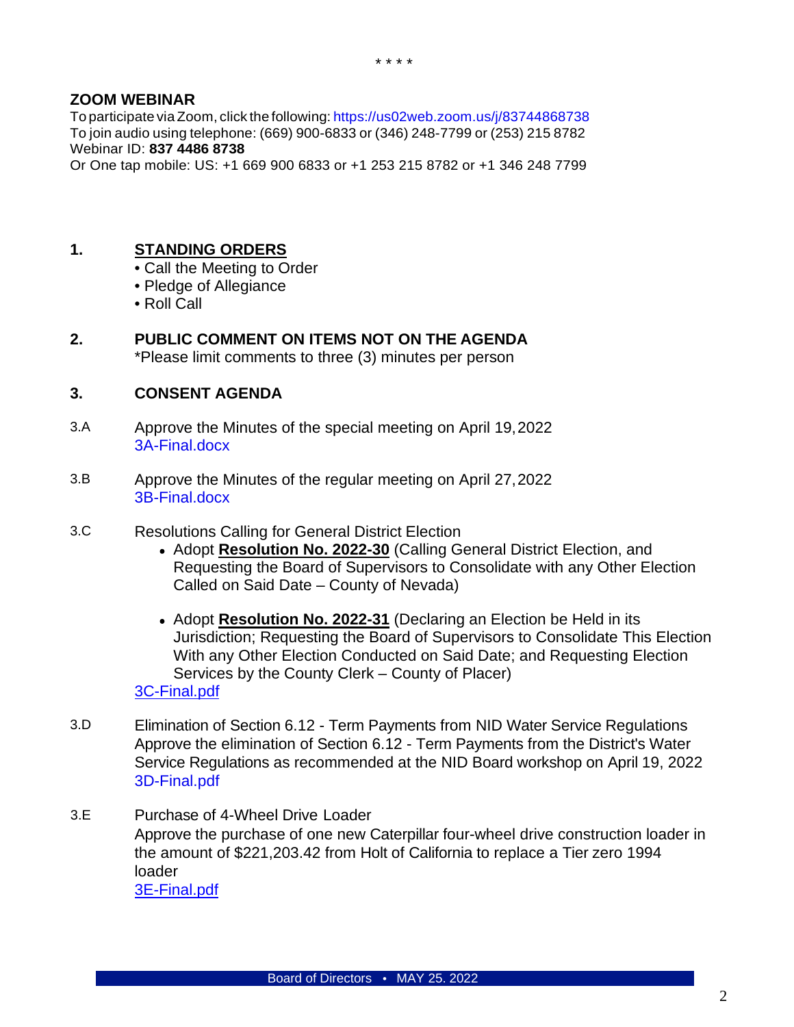\* \* \* \*

**ZOOM WEBINAR**
To participate via Zoom, click the following: https://us02web.zoom.us/j/83744868738
To join audio using telephone: (669) 900-6833 or (346) 248-7799 or (253) 215 8782
Webinar ID: **837 4486 8738**
Or One tap mobile: US: +1 669 900 6833 or +1 253 215 8782 or +1 346 248 7799

## 1. STANDING ORDERS

- Call the Meeting to Order
- Pledge of Allegiance
- Roll Call

## 2. PUBLIC COMMENT ON ITEMS NOT ON THE AGENDA

*Please limit comments to three (3) minutes per person

## 3. CONSENT AGENDA

**3.A** Approve the Minutes of the special meeting on April 19, 2022
3A-Final.docx

**3.B** Approve the Minutes of the regular meeting on April 27, 2022
3B-Final.docx

**3.C** Resolutions Calling for General District Election

- Adopt **Resolution No. 2022-30** (Calling General District Election, and Requesting the Board of Supervisors to Consolidate with any Other Election Called on Said Date – County of Nevada)
- Adopt **Resolution No. 2022-31** (Declaring an Election be Held in its Jurisdiction; Requesting the Board of Supervisors to Consolidate This Election With any Other Election Conducted on Said Date; and Requesting Election Services by the County Clerk – County of Placer)

3C-Final.pdf

**3.D** Elimination of Section 6.12 - Term Payments from NID Water Service Regulations
Approve the elimination of Section 6.12 - Term Payments from the District's Water Service Regulations as recommended at the NID Board workshop on April 19, 2022
3D-Final.pdf

**3.E** Purchase of 4-Wheel Drive Loader
Approve the purchase of one new Caterpillar four-wheel drive construction loader in the amount of $221,203.42 from Holt of California to replace a Tier zero 1994 loader
3E-Final.pdf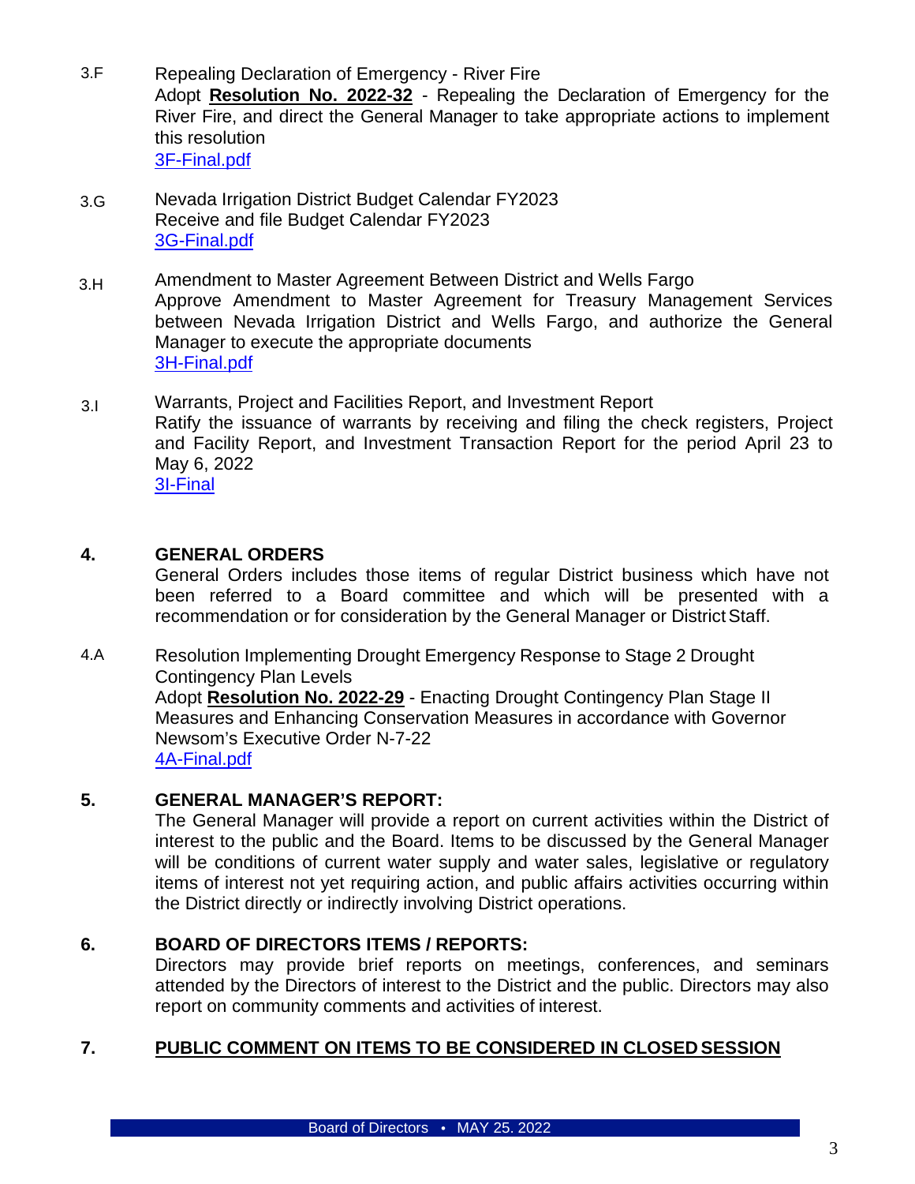3.F Repealing Declaration of Emergency - River Fire
Adopt **Resolution No. 2022-32** - Repealing the Declaration of Emergency for the River Fire, and direct the General Manager to take appropriate actions to implement this resolution
3F-Final.pdf

3.G Nevada Irrigation District Budget Calendar FY2023
Receive and file Budget Calendar FY2023
3G-Final.pdf

3.H Amendment to Master Agreement Between District and Wells Fargo
Approve Amendment to Master Agreement for Treasury Management Services between Nevada Irrigation District and Wells Fargo, and authorize the General Manager to execute the appropriate documents
3H-Final.pdf

3.I Warrants, Project and Facilities Report, and Investment Report
Ratify the issuance of warrants by receiving and filing the check registers, Project and Facility Report, and Investment Transaction Report for the period April 23 to May 6, 2022
3I-Final

## 4. GENERAL ORDERS

General Orders includes those items of regular District business which have not been referred to a Board committee and which will be presented with a recommendation or for consideration by the General Manager or District Staff.

4.A Resolution Implementing Drought Emergency Response to Stage 2 Drought Contingency Plan Levels
Adopt **Resolution No. 2022-29** - Enacting Drought Contingency Plan Stage II Measures and Enhancing Conservation Measures in accordance with Governor Newsom's Executive Order N-7-22
4A-Final.pdf

## 5. GENERAL MANAGER'S REPORT:

The General Manager will provide a report on current activities within the District of interest to the public and the Board. Items to be discussed by the General Manager will be conditions of current water supply and water sales, legislative or regulatory items of interest not yet requiring action, and public affairs activities occurring within the District directly or indirectly involving District operations.

## 6. BOARD OF DIRECTORS ITEMS / REPORTS:

Directors may provide brief reports on meetings, conferences, and seminars attended by the Directors of interest to the District and the public. Directors may also report on community comments and activities of interest.

## 7. PUBLIC COMMENT ON ITEMS TO BE CONSIDERED IN CLOSED SESSION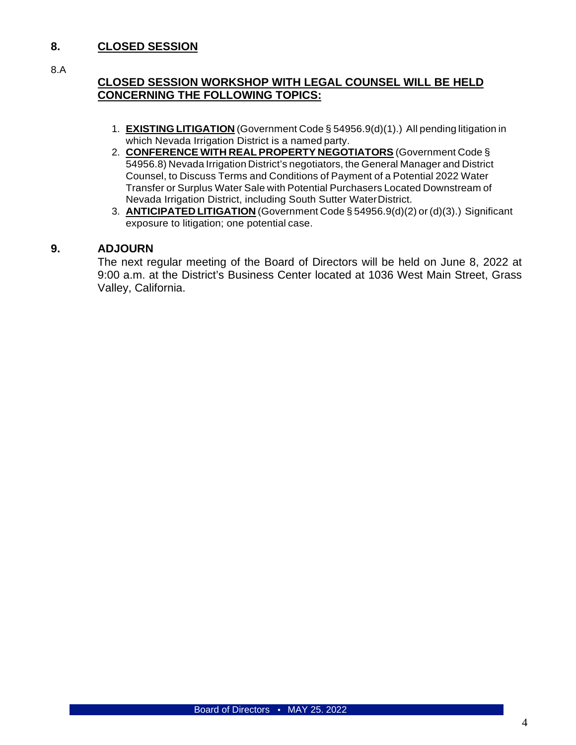## 8. CLOSED SESSION

8.A

### CLOSED SESSION WORKSHOP WITH LEGAL COUNSEL WILL BE HELD CONCERNING THE FOLLOWING TOPICS:

1. **EXISTING LITIGATION** (Government Code § 54956.9(d)(1).) All pending litigation in which Nevada Irrigation District is a named party.
2. **CONFERENCE WITH REAL PROPERTY NEGOTIATORS** (Government Code § 54956.8) Nevada Irrigation District's negotiators, the General Manager and District Counsel, to Discuss Terms and Conditions of Payment of a Potential 2022 Water Transfer or Surplus Water Sale with Potential Purchasers Located Downstream of Nevada Irrigation District, including South Sutter Water District.
3. **ANTICIPATED LITIGATION** (Government Code § 54956.9(d)(2) or (d)(3).) Significant exposure to litigation; one potential case.

## 9. ADJOURN

The next regular meeting of the Board of Directors will be held on June 8, 2022 at 9:00 a.m. at the District's Business Center located at 1036 West Main Street, Grass Valley, California.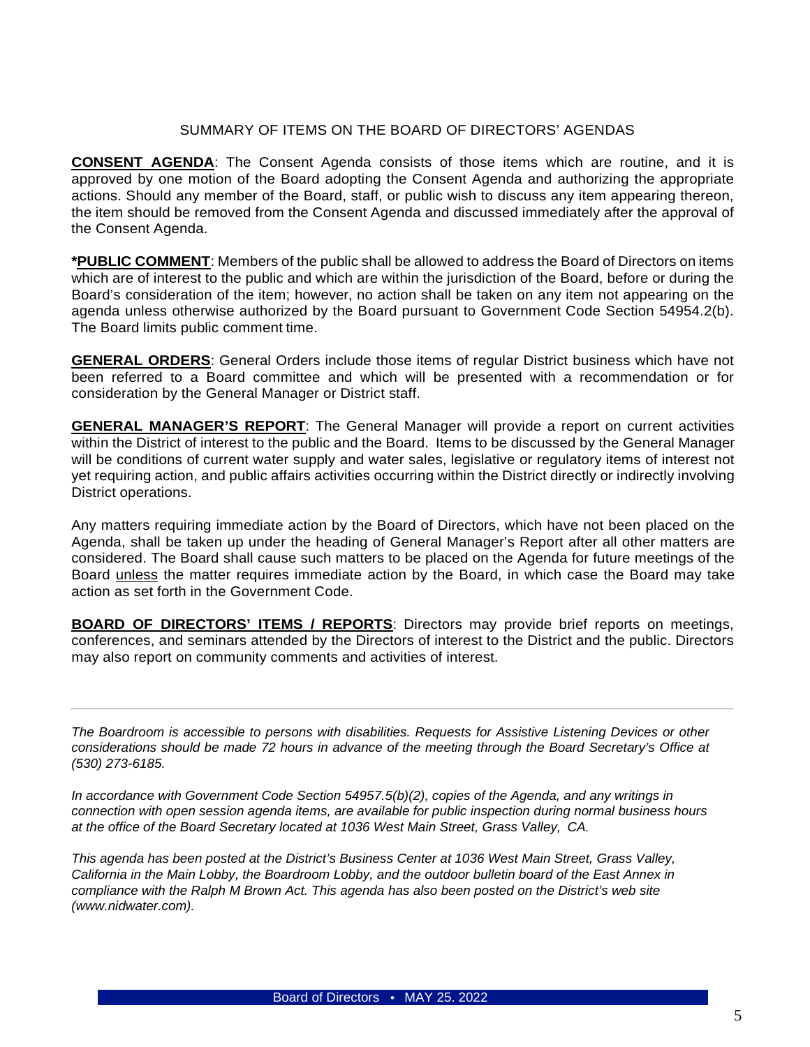## SUMMARY OF ITEMS ON THE BOARD OF DIRECTORS' AGENDAS

**CONSENT AGENDA**: The Consent Agenda consists of those items which are routine, and it is approved by one motion of the Board adopting the Consent Agenda and authorizing the appropriate actions. Should any member of the Board, staff, or public wish to discuss any item appearing thereon, the item should be removed from the Consent Agenda and discussed immediately after the approval of the Consent Agenda.

**\*PUBLIC COMMENT**: Members of the public shall be allowed to address the Board of Directors on items which are of interest to the public and which are within the jurisdiction of the Board, before or during the Board's consideration of the item; however, no action shall be taken on any item not appearing on the agenda unless otherwise authorized by the Board pursuant to Government Code Section 54954.2(b). The Board limits public comment time.

**GENERAL ORDERS**: General Orders include those items of regular District business which have not been referred to a Board committee and which will be presented with a recommendation or for consideration by the General Manager or District staff.

**GENERAL MANAGER'S REPORT**: The General Manager will provide a report on current activities within the District of interest to the public and the Board. Items to be discussed by the General Manager will be conditions of current water supply and water sales, legislative or regulatory items of interest not yet requiring action, and public affairs activities occurring within the District directly or indirectly involving District operations.

Any matters requiring immediate action by the Board of Directors, which have not been placed on the Agenda, shall be taken up under the heading of General Manager's Report after all other matters are considered. The Board shall cause such matters to be placed on the Agenda for future meetings of the Board unless the matter requires immediate action by the Board, in which case the Board may take action as set forth in the Government Code.

**BOARD OF DIRECTORS' ITEMS / REPORTS**: Directors may provide brief reports on meetings, conferences, and seminars attended by the Directors of interest to the District and the public. Directors may also report on community comments and activities of interest.

---

*The Boardroom is accessible to persons with disabilities. Requests for Assistive Listening Devices or other considerations should be made 72 hours in advance of the meeting through the Board Secretary's Office at (530) 273-6185.*

*In accordance with Government Code Section 54957.5(b)(2), copies of the Agenda, and any writings in connection with open session agenda items, are available for public inspection during normal business hours at the office of the Board Secretary located at 1036 West Main Street, Grass Valley, CA.*

*This agenda has been posted at the District's Business Center at 1036 West Main Street, Grass Valley, California in the Main Lobby, the Boardroom Lobby, and the outdoor bulletin board of the East Annex in compliance with the Ralph M Brown Act. This agenda has also been posted on the District's web site (www.nidwater.com).*